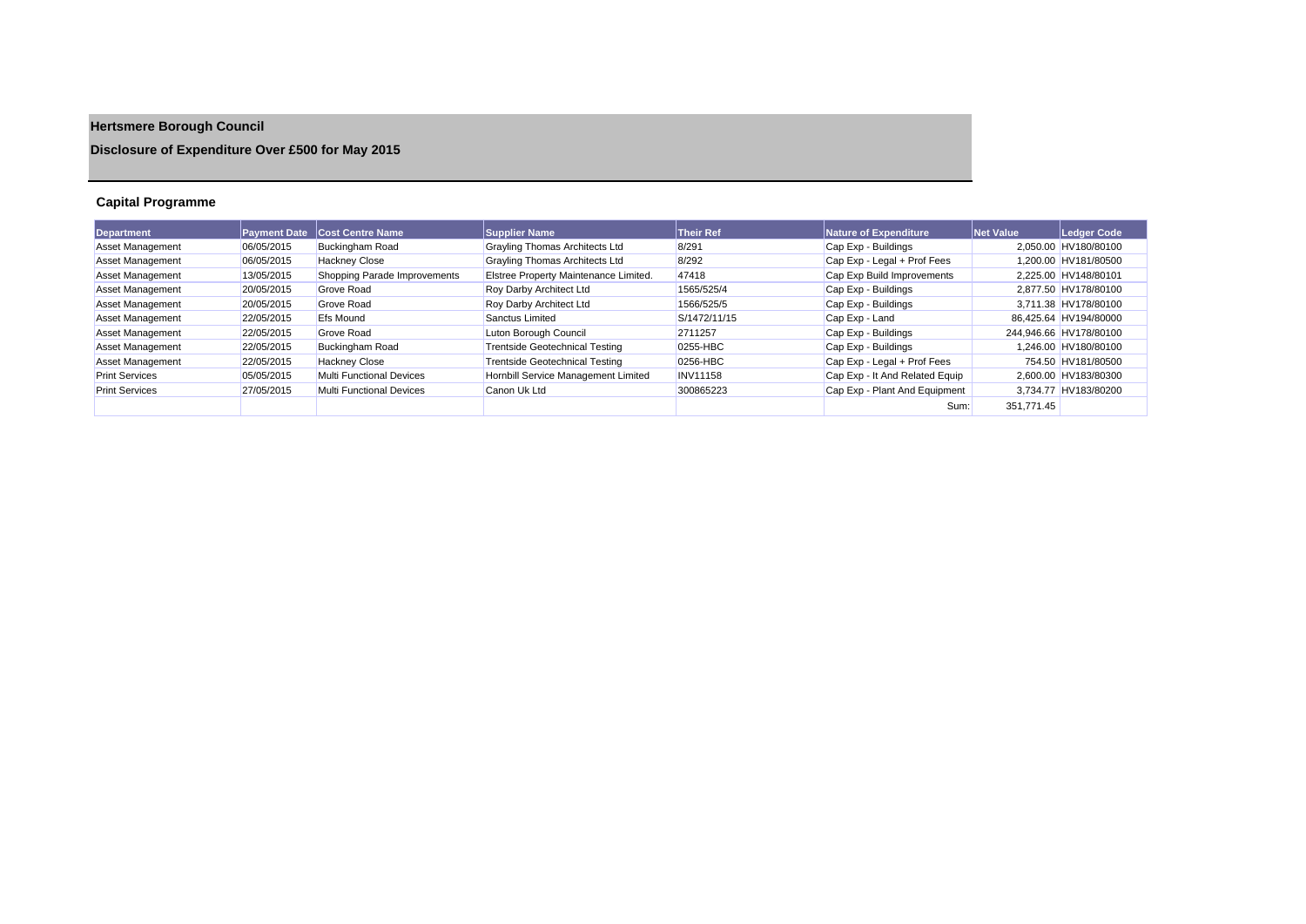# Hertsmere Borough Council

## Disclosure of Expenditure Over £500 for May 2015

### Capital Programme

| Department | Payment Date | Cost Centre Name | Supplier Name | Their Ref | Nature of Expenditure | Net Value | Ledger Code |
|---|---|---|---|---|---|---|---|
| Asset Management | 06/05/2015 | Buckingham Road | Grayling Thomas Architects Ltd | 8/291 | Cap Exp - Buildings | 2,050.00 | HV180/80100 |
| Asset Management | 06/05/2015 | Hackney Close | Grayling Thomas Architects Ltd | 8/292 | Cap Exp - Legal + Prof Fees | 1,200.00 | HV181/80500 |
| Asset Management | 13/05/2015 | Shopping Parade Improvements | Elstree Property Maintenance Limited. | 47418 | Cap Exp Build Improvements | 2,225.00 | HV148/80101 |
| Asset Management | 20/05/2015 | Grove Road | Roy Darby Architect Ltd | 1565/525/4 | Cap Exp - Buildings | 2,877.50 | HV178/80100 |
| Asset Management | 20/05/2015 | Grove Road | Roy Darby Architect Ltd | 1566/525/5 | Cap Exp - Buildings | 3,711.38 | HV178/80100 |
| Asset Management | 22/05/2015 | Efs Mound | Sanctus Limited | S/1472/11/15 | Cap Exp - Land | 86,425.64 | HV194/80000 |
| Asset Management | 22/05/2015 | Grove Road | Luton Borough Council | 2711257 | Cap Exp - Buildings | 244,946.66 | HV178/80100 |
| Asset Management | 22/05/2015 | Buckingham Road | Trentside Geotechnical Testing | 0255-HBC | Cap Exp - Buildings | 1,246.00 | HV180/80100 |
| Asset Management | 22/05/2015 | Hackney Close | Trentside Geotechnical Testing | 0256-HBC | Cap Exp - Legal + Prof Fees | 754.50 | HV181/80500 |
| Print Services | 05/05/2015 | Multi Functional Devices | Hornbill Service Management Limited | INV11158 | Cap Exp - It And Related Equip | 2,600.00 | HV183/80300 |
| Print Services | 27/05/2015 | Multi Functional Devices | Canon Uk Ltd | 300865223 | Cap Exp - Plant And Equipment | 3,734.77 | HV183/80200 |
| | | | | | Sum: | 351,771.45 | |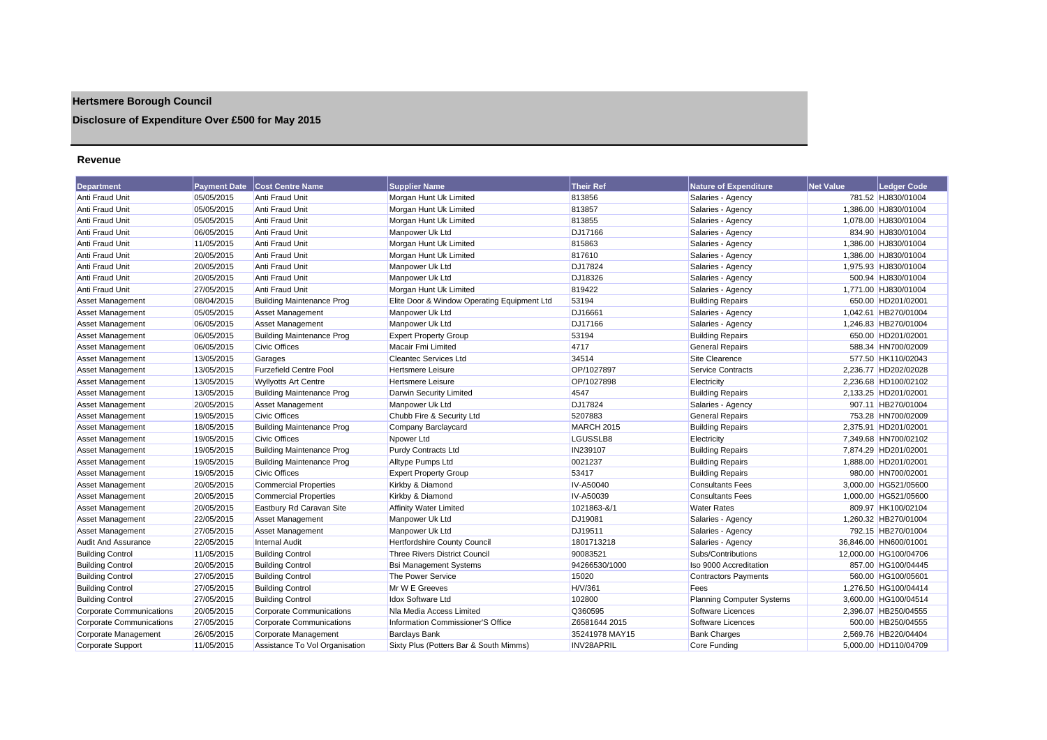# Hertsmere Borough Council

## Disclosure of Expenditure Over £500 for May 2015

### Revenue

| Department | Payment Date | Cost Centre Name | Supplier Name | Their Ref | Nature of Expenditure | Net Value | Ledger Code |
|---|---|---|---|---|---|---|---|
| Anti Fraud Unit | 05/05/2015 | Anti Fraud Unit | Morgan Hunt Uk Limited | 813856 | Salaries - Agency | 781.52 | HJ830/01004 |
| Anti Fraud Unit | 05/05/2015 | Anti Fraud Unit | Morgan Hunt Uk Limited | 813857 | Salaries - Agency | 1,386.00 | HJ830/01004 |
| Anti Fraud Unit | 05/05/2015 | Anti Fraud Unit | Morgan Hunt Uk Limited | 813855 | Salaries - Agency | 1,078.00 | HJ830/01004 |
| Anti Fraud Unit | 06/05/2015 | Anti Fraud Unit | Manpower Uk Ltd | DJ17166 | Salaries - Agency | 834.90 | HJ830/01004 |
| Anti Fraud Unit | 11/05/2015 | Anti Fraud Unit | Morgan Hunt Uk Limited | 815863 | Salaries - Agency | 1,386.00 | HJ830/01004 |
| Anti Fraud Unit | 20/05/2015 | Anti Fraud Unit | Morgan Hunt Uk Limited | 817610 | Salaries - Agency | 1,386.00 | HJ830/01004 |
| Anti Fraud Unit | 20/05/2015 | Anti Fraud Unit | Manpower Uk Ltd | DJ17824 | Salaries - Agency | 1,975.93 | HJ830/01004 |
| Anti Fraud Unit | 20/05/2015 | Anti Fraud Unit | Manpower Uk Ltd | DJ18326 | Salaries - Agency | 500.94 | HJ830/01004 |
| Anti Fraud Unit | 27/05/2015 | Anti Fraud Unit | Morgan Hunt Uk Limited | 819422 | Salaries - Agency | 1,771.00 | HJ830/01004 |
| Asset Management | 08/04/2015 | Building Maintenance Prog | Elite Door & Window Operating Equipment Ltd | 53194 | Building Repairs | 650.00 | HD201/02001 |
| Asset Management | 05/05/2015 | Asset Management | Manpower Uk Ltd | DJ16661 | Salaries - Agency | 1,042.61 | HB270/01004 |
| Asset Management | 06/05/2015 | Asset Management | Manpower Uk Ltd | DJ17166 | Salaries - Agency | 1,246.83 | HB270/01004 |
| Asset Management | 06/05/2015 | Building Maintenance Prog | Expert Property Group | 53194 | Building Repairs | 650.00 | HD201/02001 |
| Asset Management | 06/05/2015 | Civic Offices | Macair Fmi Limited | 4717 | General Repairs | 588.34 | HN700/02009 |
| Asset Management | 13/05/2015 | Garages | Cleantec Services Ltd | 34514 | Site Clearence | 577.50 | HK110/02043 |
| Asset Management | 13/05/2015 | Furzefield Centre Pool | Hertsmere Leisure | OP/1027897 | Service Contracts | 2,236.77 | HD202/02028 |
| Asset Management | 13/05/2015 | Wyllyotts Art Centre | Hertsmere Leisure | OP/1027898 | Electricity | 2,236.68 | HD100/02102 |
| Asset Management | 13/05/2015 | Building Maintenance Prog | Darwin Security Limited | 4547 | Building Repairs | 2,133.25 | HD201/02001 |
| Asset Management | 20/05/2015 | Asset Management | Manpower Uk Ltd | DJ17824 | Salaries - Agency | 907.11 | HB270/01004 |
| Asset Management | 19/05/2015 | Civic Offices | Chubb Fire & Security Ltd | 5207883 | General Repairs | 753.28 | HN700/02009 |
| Asset Management | 18/05/2015 | Building Maintenance Prog | Company Barclaycard | MARCH 2015 | Building Repairs | 2,375.91 | HD201/02001 |
| Asset Management | 19/05/2015 | Civic Offices | Npower Ltd | LGUSSLB8 | Electricity | 7,349.68 | HN700/02102 |
| Asset Management | 19/05/2015 | Building Maintenance Prog | Purdy Contracts Ltd | IN239107 | Building Repairs | 7,874.29 | HD201/02001 |
| Asset Management | 19/05/2015 | Building Maintenance Prog | Alltype Pumps Ltd | 0021237 | Building Repairs | 1,888.00 | HD201/02001 |
| Asset Management | 19/05/2015 | Civic Offices | Expert Property Group | 53417 | Building Repairs | 980.00 | HN700/02001 |
| Asset Management | 20/05/2015 | Commercial Properties | Kirkby & Diamond | IV-A50040 | Consultants Fees | 3,000.00 | HG521/05600 |
| Asset Management | 20/05/2015 | Commercial Properties | Kirkby & Diamond | IV-A50039 | Consultants Fees | 1,000.00 | HG521/05600 |
| Asset Management | 20/05/2015 | Eastbury Rd Caravan Site | Affinity Water Limited | 1021863-&/1 | Water Rates | 809.97 | HK100/02104 |
| Asset Management | 22/05/2015 | Asset Management | Manpower Uk Ltd | DJ19081 | Salaries - Agency | 1,260.32 | HB270/01004 |
| Asset Management | 27/05/2015 | Asset Management | Manpower Uk Ltd | DJ19511 | Salaries - Agency | 792.15 | HB270/01004 |
| Audit And Assurance | 22/05/2015 | Internal Audit | Hertfordshire County Council | 1801713218 | Salaries - Agency | 36,846.00 | HN600/01001 |
| Building Control | 11/05/2015 | Building Control | Three Rivers District Council | 90083521 | Subs/Contributions | 12,000.00 | HG100/04706 |
| Building Control | 20/05/2015 | Building Control | Bsi Management Systems | 94266530/1000 | Iso 9000 Accreditation | 857.00 | HG100/04445 |
| Building Control | 27/05/2015 | Building Control | The Power Service | 15020 | Contractors Payments | 560.00 | HG100/05601 |
| Building Control | 27/05/2015 | Building Control | Mr W E Greeves | H/V/361 | Fees | 1,276.50 | HG100/04414 |
| Building Control | 27/05/2015 | Building Control | Idox Software Ltd | 102800 | Planning Computer Systems | 3,600.00 | HG100/04514 |
| Corporate Communications | 20/05/2015 | Corporate Communications | Nla Media Access Limited | Q360595 | Software Licences | 2,396.07 | HB250/04555 |
| Corporate Communications | 27/05/2015 | Corporate Communications | Information Commissioner'S Office | Z6581644 2015 | Software Licences | 500.00 | HB250/04555 |
| Corporate Management | 26/05/2015 | Corporate Management | Barclays Bank | 35241978 MAY15 | Bank Charges | 2,569.76 | HB220/04404 |
| Corporate Support | 11/05/2015 | Assistance To Vol Organisation | Sixty Plus (Potters Bar & South Mimms) | INV28APRIL | Core Funding | 5,000.00 | HD110/04709 |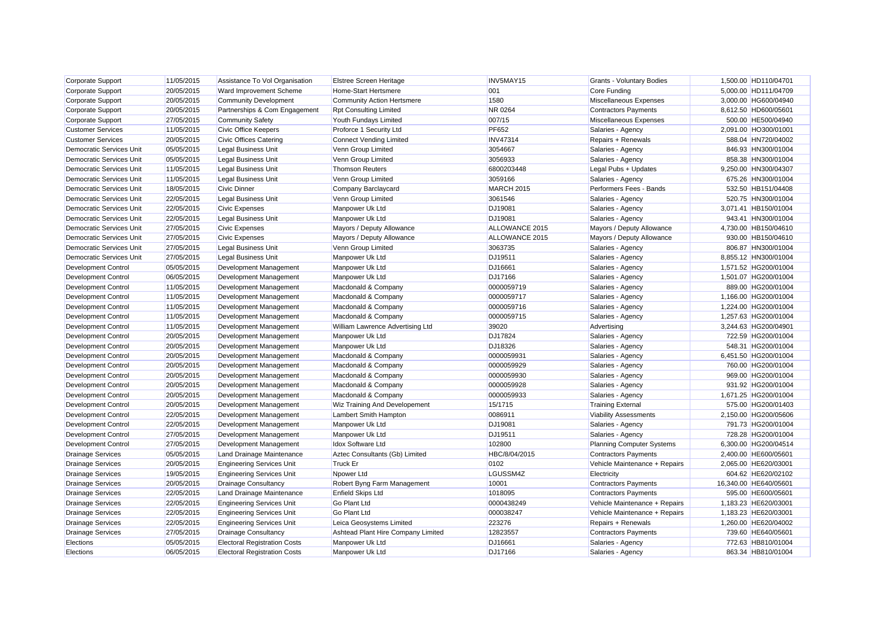| Corporate Support | 11/05/2015 | Assistance To Vol Organisation | Elstree Screen Heritage | INV5MAY15 | Grants - Voluntary Bodies | 1,500.00 | HD110/04701 |
|---|---|---|---|---|---|---|---|
| Corporate Support | 20/05/2015 | Ward Improvement Scheme | Home-Start Hertsmere | 001 | Core Funding | 5,000.00 | HD111/04709 |
| Corporate Support | 20/05/2015 | Community Development | Community Action Hertsmere | 1580 | Miscellaneous Expenses | 3,000.00 | HG600/04940 |
| Corporate Support | 20/05/2015 | Partnerships & Com Engagement | Rpt Consulting Limited | NR 0264 | Contractors Payments | 8,612.50 | HD600/05601 |
| Corporate Support | 27/05/2015 | Community Safety | Youth Fundays Limited | 007/15 | Miscellaneous Expenses | 500.00 | HE500/04940 |
| Customer Services | 11/05/2015 | Civic Office Keepers | Proforce 1 Security Ltd | PF652 | Salaries - Agency | 2,091.00 | HO300/01001 |
| Customer Services | 20/05/2015 | Civic Offices Catering | Connect Vending Limited | INV47314 | Repairs + Renewals | 588.04 | HN720/04002 |
| Democratic Services Unit | 05/05/2015 | Legal Business Unit | Venn Group Limited | 3054667 | Salaries - Agency | 846.93 | HN300/01004 |
| Democratic Services Unit | 05/05/2015 | Legal Business Unit | Venn Group Limited | 3056933 | Salaries - Agency | 858.38 | HN300/01004 |
| Democratic Services Unit | 11/05/2015 | Legal Business Unit | Thomson Reuters | 6800203448 | Legal Pubs + Updates | 9,250.00 | HN300/04307 |
| Democratic Services Unit | 11/05/2015 | Legal Business Unit | Venn Group Limited | 3059166 | Salaries - Agency | 675.26 | HN300/01004 |
| Democratic Services Unit | 18/05/2015 | Civic Dinner | Company Barclaycard | MARCH 2015 | Performers Fees - Bands | 532.50 | HB151/04408 |
| Democratic Services Unit | 22/05/2015 | Legal Business Unit | Venn Group Limited | 3061546 | Salaries - Agency | 520.75 | HN300/01004 |
| Democratic Services Unit | 22/05/2015 | Civic Expenses | Manpower Uk Ltd | DJ19081 | Salaries - Agency | 3,071.41 | HB150/01004 |
| Democratic Services Unit | 22/05/2015 | Legal Business Unit | Manpower Uk Ltd | DJ19081 | Salaries - Agency | 943.41 | HN300/01004 |
| Democratic Services Unit | 27/05/2015 | Civic Expenses | Mayors / Deputy Allowance | ALLOWANCE 2015 | Mayors / Deputy Allowance | 4,730.00 | HB150/04610 |
| Democratic Services Unit | 27/05/2015 | Civic Expenses | Mayors / Deputy Allowance | ALLOWANCE 2015 | Mayors / Deputy Allowance | 930.00 | HB150/04610 |
| Democratic Services Unit | 27/05/2015 | Legal Business Unit | Venn Group Limited | 3063735 | Salaries - Agency | 806.87 | HN300/01004 |
| Democratic Services Unit | 27/05/2015 | Legal Business Unit | Manpower Uk Ltd | DJ19511 | Salaries - Agency | 8,855.12 | HN300/01004 |
| Development Control | 05/05/2015 | Development Management | Manpower Uk Ltd | DJ16661 | Salaries - Agency | 1,571.52 | HG200/01004 |
| Development Control | 06/05/2015 | Development Management | Manpower Uk Ltd | DJ17166 | Salaries - Agency | 1,501.07 | HG200/01004 |
| Development Control | 11/05/2015 | Development Management | Macdonald & Company | 0000059719 | Salaries - Agency | 889.00 | HG200/01004 |
| Development Control | 11/05/2015 | Development Management | Macdonald & Company | 0000059717 | Salaries - Agency | 1,166.00 | HG200/01004 |
| Development Control | 11/05/2015 | Development Management | Macdonald & Company | 0000059716 | Salaries - Agency | 1,224.00 | HG200/01004 |
| Development Control | 11/05/2015 | Development Management | Macdonald & Company | 0000059715 | Salaries - Agency | 1,257.63 | HG200/01004 |
| Development Control | 11/05/2015 | Development Management | William Lawrence Advertising Ltd | 39020 | Advertising | 3,244.63 | HG200/04901 |
| Development Control | 20/05/2015 | Development Management | Manpower Uk Ltd | DJ17824 | Salaries - Agency | 722.59 | HG200/01004 |
| Development Control | 20/05/2015 | Development Management | Manpower Uk Ltd | DJ18326 | Salaries - Agency | 548.31 | HG200/01004 |
| Development Control | 20/05/2015 | Development Management | Macdonald & Company | 0000059931 | Salaries - Agency | 6,451.50 | HG200/01004 |
| Development Control | 20/05/2015 | Development Management | Macdonald & Company | 0000059929 | Salaries - Agency | 760.00 | HG200/01004 |
| Development Control | 20/05/2015 | Development Management | Macdonald & Company | 0000059930 | Salaries - Agency | 969.00 | HG200/01004 |
| Development Control | 20/05/2015 | Development Management | Macdonald & Company | 0000059928 | Salaries - Agency | 931.92 | HG200/01004 |
| Development Control | 20/05/2015 | Development Management | Macdonald & Company | 0000059933 | Salaries - Agency | 1,671.25 | HG200/01004 |
| Development Control | 20/05/2015 | Development Management | Wiz Training And Developement | 15/1715 | Training External | 575.00 | HG200/01403 |
| Development Control | 22/05/2015 | Development Management | Lambert Smith Hampton | 0086911 | Viability Assessments | 2,150.00 | HG200/05606 |
| Development Control | 22/05/2015 | Development Management | Manpower Uk Ltd | DJ19081 | Salaries - Agency | 791.73 | HG200/01004 |
| Development Control | 27/05/2015 | Development Management | Manpower Uk Ltd | DJ19511 | Salaries - Agency | 728.28 | HG200/01004 |
| Development Control | 27/05/2015 | Development Management | Idox Software Ltd | 102800 | Planning Computer Systems | 6,300.00 | HG200/04514 |
| Drainage Services | 05/05/2015 | Land Drainage Maintenance | Aztec Consultants (Gb) Limited | HBC/8/04/2015 | Contractors Payments | 2,400.00 | HE600/05601 |
| Drainage Services | 20/05/2015 | Engineering Services Unit | Truck Er | 0102 | Vehicle Maintenance + Repairs | 2,065.00 | HE620/03001 |
| Drainage Services | 19/05/2015 | Engineering Services Unit | Npower Ltd | LGUSSM4Z | Electricity | 604.62 | HE620/02102 |
| Drainage Services | 20/05/2015 | Drainage Consultancy | Robert Byng Farm Management | 10001 | Contractors Payments | 16,340.00 | HE640/05601 |
| Drainage Services | 22/05/2015 | Land Drainage Maintenance | Enfield Skips Ltd | 1018095 | Contractors Payments | 595.00 | HE600/05601 |
| Drainage Services | 22/05/2015 | Engineering Services Unit | Go Plant Ltd | 0000438249 | Vehicle Maintenance + Repairs | 1,183.23 | HE620/03001 |
| Drainage Services | 22/05/2015 | Engineering Services Unit | Go Plant Ltd | 000038247 | Vehicle Maintenance + Repairs | 1,183.23 | HE620/03001 |
| Drainage Services | 22/05/2015 | Engineering Services Unit | Leica Geosystems Limited | 223276 | Repairs + Renewals | 1,260.00 | HE620/04002 |
| Drainage Services | 27/05/2015 | Drainage Consultancy | Ashtead Plant Hire Company Limited | 12823557 | Contractors Payments | 739.60 | HE640/05601 |
| Elections | 05/05/2015 | Electoral Registration Costs | Manpower Uk Ltd | DJ16661 | Salaries - Agency | 772.63 | HB810/01004 |
| Elections | 06/05/2015 | Electoral Registration Costs | Manpower Uk Ltd | DJ17166 | Salaries - Agency | 863.34 | HB810/01004 |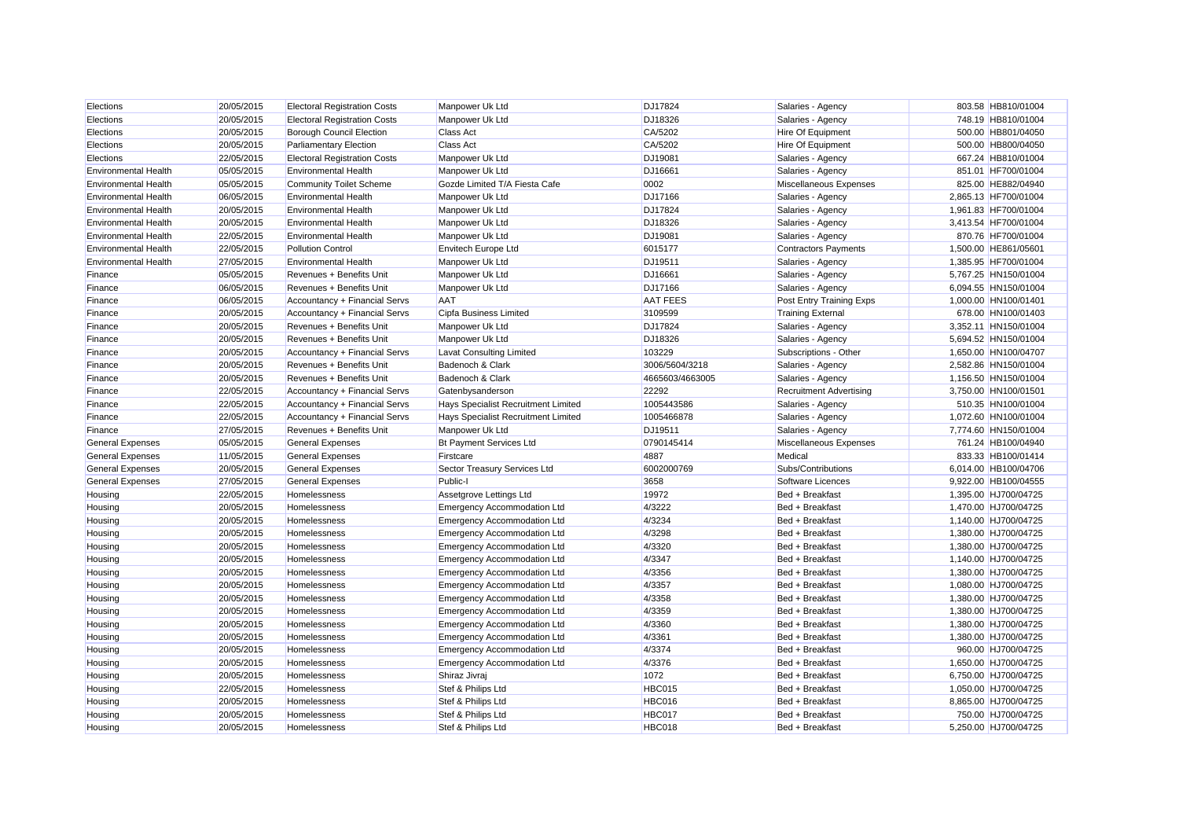| | | | | | | | |
|---|---|---|---|---|---|---|---|
| Elections | 20/05/2015 | Electoral Registration Costs | Manpower Uk Ltd | DJ17824 | Salaries - Agency | 803.58 | HB810/01004 |
| Elections | 20/05/2015 | Electoral Registration Costs | Manpower Uk Ltd | DJ18326 | Salaries - Agency | 748.19 | HB810/01004 |
| Elections | 20/05/2015 | Borough Council Election | Class Act | CA/5202 | Hire Of Equipment | 500.00 | HB801/04050 |
| Elections | 20/05/2015 | Parliamentary Election | Class Act | CA/5202 | Hire Of Equipment | 500.00 | HB800/04050 |
| Elections | 22/05/2015 | Electoral Registration Costs | Manpower Uk Ltd | DJ19081 | Salaries - Agency | 667.24 | HB810/01004 |
| Environmental Health | 05/05/2015 | Environmental Health | Manpower Uk Ltd | DJ16661 | Salaries - Agency | 851.01 | HF700/01004 |
| Environmental Health | 05/05/2015 | Community Toilet Scheme | Gozde Limited T/A Fiesta Cafe | 0002 | Miscellaneous Expenses | 825.00 | HE882/04940 |
| Environmental Health | 06/05/2015 | Environmental Health | Manpower Uk Ltd | DJ17166 | Salaries - Agency | 2,865.13 | HF700/01004 |
| Environmental Health | 20/05/2015 | Environmental Health | Manpower Uk Ltd | DJ17824 | Salaries - Agency | 1,961.83 | HF700/01004 |
| Environmental Health | 20/05/2015 | Environmental Health | Manpower Uk Ltd | DJ18326 | Salaries - Agency | 3,413.54 | HF700/01004 |
| Environmental Health | 22/05/2015 | Environmental Health | Manpower Uk Ltd | DJ19081 | Salaries - Agency | 870.76 | HF700/01004 |
| Environmental Health | 22/05/2015 | Pollution Control | Envitech Europe Ltd | 6015177 | Contractors Payments | 1,500.00 | HE861/05601 |
| Environmental Health | 27/05/2015 | Environmental Health | Manpower Uk Ltd | DJ19511 | Salaries - Agency | 1,385.95 | HF700/01004 |
| Finance | 05/05/2015 | Revenues + Benefits Unit | Manpower Uk Ltd | DJ16661 | Salaries - Agency | 5,767.25 | HN150/01004 |
| Finance | 06/05/2015 | Revenues + Benefits Unit | Manpower Uk Ltd | DJ17166 | Salaries - Agency | 6,094.55 | HN150/01004 |
| Finance | 06/05/2015 | Accountancy + Financial Servs | AAT | AAT FEES | Post Entry Training Exps | 1,000.00 | HN100/01401 |
| Finance | 20/05/2015 | Accountancy + Financial Servs | Cipfa Business Limited | 3109599 | Training External | 678.00 | HN100/01403 |
| Finance | 20/05/2015 | Revenues + Benefits Unit | Manpower Uk Ltd | DJ17824 | Salaries - Agency | 3,352.11 | HN150/01004 |
| Finance | 20/05/2015 | Revenues + Benefits Unit | Manpower Uk Ltd | DJ18326 | Salaries - Agency | 5,694.52 | HN150/01004 |
| Finance | 20/05/2015 | Accountancy + Financial Servs | Lavat Consulting Limited | 103229 | Subscriptions - Other | 1,650.00 | HN100/04707 |
| Finance | 20/05/2015 | Revenues + Benefits Unit | Badenoch & Clark | 3006/5604/3218 | Salaries - Agency | 2,582.86 | HN150/01004 |
| Finance | 20/05/2015 | Revenues + Benefits Unit | Badenoch & Clark | 4665603/4663005 | Salaries - Agency | 1,156.50 | HN150/01004 |
| Finance | 22/05/2015 | Accountancy + Financial Servs | Gatenbysanderson | 22292 | Recruitment Advertising | 3,750.00 | HN100/01501 |
| Finance | 22/05/2015 | Accountancy + Financial Servs | Hays Specialist Recruitment Limited | 1005443586 | Salaries - Agency | 510.35 | HN100/01004 |
| Finance | 22/05/2015 | Accountancy + Financial Servs | Hays Specialist Recruitment Limited | 1005466878 | Salaries - Agency | 1,072.60 | HN100/01004 |
| Finance | 27/05/2015 | Revenues + Benefits Unit | Manpower Uk Ltd | DJ19511 | Salaries - Agency | 7,774.60 | HN150/01004 |
| General Expenses | 05/05/2015 | General Expenses | Bt Payment Services Ltd | 0790145414 | Miscellaneous Expenses | 761.24 | HB100/04940 |
| General Expenses | 11/05/2015 | General Expenses | Firstcare | 4887 | Medical | 833.33 | HB100/01414 |
| General Expenses | 20/05/2015 | General Expenses | Sector Treasury Services Ltd | 6002000769 | Subs/Contributions | 6,014.00 | HB100/04706 |
| General Expenses | 27/05/2015 | General Expenses | Public-I | 3658 | Software Licences | 9,922.00 | HB100/04555 |
| Housing | 22/05/2015 | Homelessness | Assetgrove Lettings Ltd | 19972 | Bed + Breakfast | 1,395.00 | HJ700/04725 |
| Housing | 20/05/2015 | Homelessness | Emergency Accommodation Ltd | 4/3222 | Bed + Breakfast | 1,470.00 | HJ700/04725 |
| Housing | 20/05/2015 | Homelessness | Emergency Accommodation Ltd | 4/3234 | Bed + Breakfast | 1,140.00 | HJ700/04725 |
| Housing | 20/05/2015 | Homelessness | Emergency Accommodation Ltd | 4/3298 | Bed + Breakfast | 1,380.00 | HJ700/04725 |
| Housing | 20/05/2015 | Homelessness | Emergency Accommodation Ltd | 4/3320 | Bed + Breakfast | 1,380.00 | HJ700/04725 |
| Housing | 20/05/2015 | Homelessness | Emergency Accommodation Ltd | 4/3347 | Bed + Breakfast | 1,140.00 | HJ700/04725 |
| Housing | 20/05/2015 | Homelessness | Emergency Accommodation Ltd | 4/3356 | Bed + Breakfast | 1,380.00 | HJ700/04725 |
| Housing | 20/05/2015 | Homelessness | Emergency Accommodation Ltd | 4/3357 | Bed + Breakfast | 1,080.00 | HJ700/04725 |
| Housing | 20/05/2015 | Homelessness | Emergency Accommodation Ltd | 4/3358 | Bed + Breakfast | 1,380.00 | HJ700/04725 |
| Housing | 20/05/2015 | Homelessness | Emergency Accommodation Ltd | 4/3359 | Bed + Breakfast | 1,380.00 | HJ700/04725 |
| Housing | 20/05/2015 | Homelessness | Emergency Accommodation Ltd | 4/3360 | Bed + Breakfast | 1,380.00 | HJ700/04725 |
| Housing | 20/05/2015 | Homelessness | Emergency Accommodation Ltd | 4/3361 | Bed + Breakfast | 1,380.00 | HJ700/04725 |
| Housing | 20/05/2015 | Homelessness | Emergency Accommodation Ltd | 4/3374 | Bed + Breakfast | 960.00 | HJ700/04725 |
| Housing | 20/05/2015 | Homelessness | Emergency Accommodation Ltd | 4/3376 | Bed + Breakfast | 1,650.00 | HJ700/04725 |
| Housing | 20/05/2015 | Homelessness | Shiraz Jivraj | 1072 | Bed + Breakfast | 6,750.00 | HJ700/04725 |
| Housing | 22/05/2015 | Homelessness | Stef & Philips Ltd | HBC015 | Bed + Breakfast | 1,050.00 | HJ700/04725 |
| Housing | 20/05/2015 | Homelessness | Stef & Philips Ltd | HBC016 | Bed + Breakfast | 8,865.00 | HJ700/04725 |
| Housing | 20/05/2015 | Homelessness | Stef & Philips Ltd | HBC017 | Bed + Breakfast | 750.00 | HJ700/04725 |
| Housing | 20/05/2015 | Homelessness | Stef & Philips Ltd | HBC018 | Bed + Breakfast | 5,250.00 | HJ700/04725 |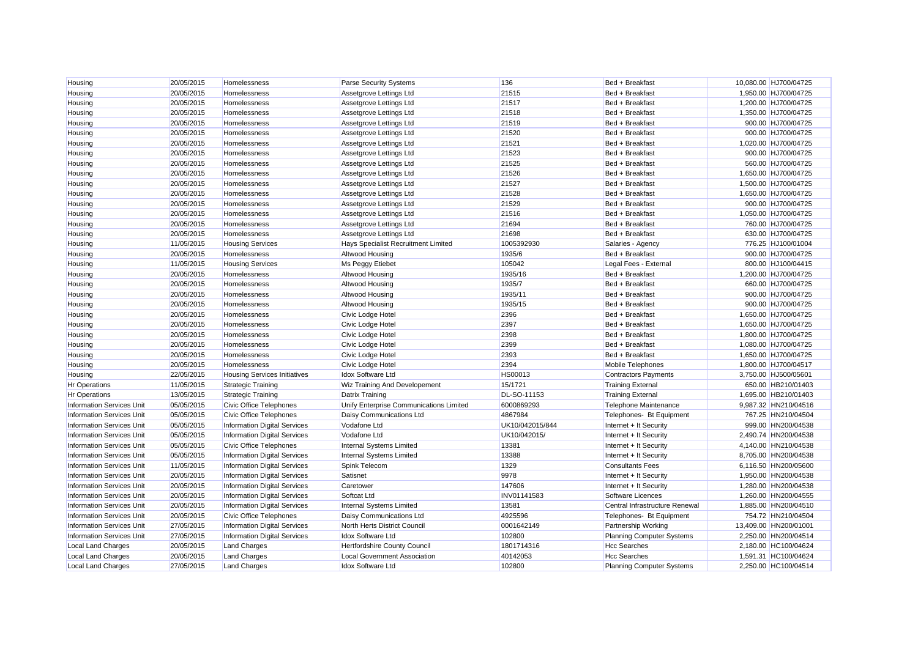| Housing | 20/05/2015 | Homelessness | Parse Security Systems | 136 | Bed + Breakfast | 10,080.00 | HJ700/04725 |
|---|---|---|---|---|---|---|---|
| Housing | 20/05/2015 | Homelessness | Assetgrove Lettings Ltd | 21515 | Bed + Breakfast | 1,950.00 | HJ700/04725 |
| Housing | 20/05/2015 | Homelessness | Assetgrove Lettings Ltd | 21517 | Bed + Breakfast | 1,200.00 | HJ700/04725 |
| Housing | 20/05/2015 | Homelessness | Assetgrove Lettings Ltd | 21518 | Bed + Breakfast | 1,350.00 | HJ700/04725 |
| Housing | 20/05/2015 | Homelessness | Assetgrove Lettings Ltd | 21519 | Bed + Breakfast | 900.00 | HJ700/04725 |
| Housing | 20/05/2015 | Homelessness | Assetgrove Lettings Ltd | 21520 | Bed + Breakfast | 900.00 | HJ700/04725 |
| Housing | 20/05/2015 | Homelessness | Assetgrove Lettings Ltd | 21521 | Bed + Breakfast | 1,020.00 | HJ700/04725 |
| Housing | 20/05/2015 | Homelessness | Assetgrove Lettings Ltd | 21523 | Bed + Breakfast | 900.00 | HJ700/04725 |
| Housing | 20/05/2015 | Homelessness | Assetgrove Lettings Ltd | 21525 | Bed + Breakfast | 560.00 | HJ700/04725 |
| Housing | 20/05/2015 | Homelessness | Assetgrove Lettings Ltd | 21526 | Bed + Breakfast | 1,650.00 | HJ700/04725 |
| Housing | 20/05/2015 | Homelessness | Assetgrove Lettings Ltd | 21527 | Bed + Breakfast | 1,500.00 | HJ700/04725 |
| Housing | 20/05/2015 | Homelessness | Assetgrove Lettings Ltd | 21528 | Bed + Breakfast | 1,650.00 | HJ700/04725 |
| Housing | 20/05/2015 | Homelessness | Assetgrove Lettings Ltd | 21529 | Bed + Breakfast | 900.00 | HJ700/04725 |
| Housing | 20/05/2015 | Homelessness | Assetgrove Lettings Ltd | 21516 | Bed + Breakfast | 1,050.00 | HJ700/04725 |
| Housing | 20/05/2015 | Homelessness | Assetgrove Lettings Ltd | 21694 | Bed + Breakfast | 760.00 | HJ700/04725 |
| Housing | 20/05/2015 | Homelessness | Assetgrove Lettings Ltd | 21698 | Bed + Breakfast | 630.00 | HJ700/04725 |
| Housing | 11/05/2015 | Housing Services | Hays Specialist Recruitment Limited | 1005392930 | Salaries - Agency | 776.25 | HJ100/01004 |
| Housing | 20/05/2015 | Homelessness | Altwood Housing | 1935/6 | Bed + Breakfast | 900.00 | HJ700/04725 |
| Housing | 11/05/2015 | Housing Services | Ms Peggy Etiebet | 105042 | Legal Fees - External | 800.00 | HJ100/04415 |
| Housing | 20/05/2015 | Homelessness | Altwood Housing | 1935/16 | Bed + Breakfast | 1,200.00 | HJ700/04725 |
| Housing | 20/05/2015 | Homelessness | Altwood Housing | 1935/7 | Bed + Breakfast | 660.00 | HJ700/04725 |
| Housing | 20/05/2015 | Homelessness | Altwood Housing | 1935/11 | Bed + Breakfast | 900.00 | HJ700/04725 |
| Housing | 20/05/2015 | Homelessness | Altwood Housing | 1935/15 | Bed + Breakfast | 900.00 | HJ700/04725 |
| Housing | 20/05/2015 | Homelessness | Civic Lodge Hotel | 2396 | Bed + Breakfast | 1,650.00 | HJ700/04725 |
| Housing | 20/05/2015 | Homelessness | Civic Lodge Hotel | 2397 | Bed + Breakfast | 1,650.00 | HJ700/04725 |
| Housing | 20/05/2015 | Homelessness | Civic Lodge Hotel | 2398 | Bed + Breakfast | 1,800.00 | HJ700/04725 |
| Housing | 20/05/2015 | Homelessness | Civic Lodge Hotel | 2399 | Bed + Breakfast | 1,080.00 | HJ700/04725 |
| Housing | 20/05/2015 | Homelessness | Civic Lodge Hotel | 2393 | Bed + Breakfast | 1,650.00 | HJ700/04725 |
| Housing | 20/05/2015 | Homelessness | Civic Lodge Hotel | 2394 | Mobile Telephones | 1,800.00 | HJ700/04517 |
| Housing | 22/05/2015 | Housing Services Initiatives | Idox Software Ltd | HS00013 | Contractors Payments | 3,750.00 | HJ500/05601 |
| Hr Operations | 11/05/2015 | Strategic Training | Wiz Training And Developement | 15/1721 | Training External | 650.00 | HB210/01403 |
| Hr Operations | 13/05/2015 | Strategic Training | Datrix Training | DL-SO-11153 | Training External | 1,695.00 | HB210/01403 |
| Information Services Unit | 05/05/2015 | Civic Office Telephones | Unify Enterprise Communications Limited | 6000869293 | Telephone Maintenance | 9,987.32 | HN210/04516 |
| Information Services Unit | 05/05/2015 | Civic Office Telephones | Daisy Communications Ltd | 4867984 | Telephones- Bt Equipment | 767.25 | HN210/04504 |
| Information Services Unit | 05/05/2015 | Information Digital Services | Vodafone Ltd | UK10/042015/844 | Internet + It Security | 999.00 | HN200/04538 |
| Information Services Unit | 05/05/2015 | Information Digital Services | Vodafone Ltd | UK10/042015/ | Internet + It Security | 2,490.74 | HN200/04538 |
| Information Services Unit | 05/05/2015 | Civic Office Telephones | Internal Systems Limited | 13381 | Internet + It Security | 4,140.00 | HN210/04538 |
| Information Services Unit | 05/05/2015 | Information Digital Services | Internal Systems Limited | 13388 | Internet + It Security | 8,705.00 | HN200/04538 |
| Information Services Unit | 11/05/2015 | Information Digital Services | Spink Telecom | 1329 | Consultants Fees | 6,116.50 | HN200/05600 |
| Information Services Unit | 20/05/2015 | Information Digital Services | Satisnet | 9978 | Internet + It Security | 1,950.00 | HN200/04538 |
| Information Services Unit | 20/05/2015 | Information Digital Services | Caretower | 147606 | Internet + It Security | 1,280.00 | HN200/04538 |
| Information Services Unit | 20/05/2015 | Information Digital Services | Softcat Ltd | INV01141583 | Software Licences | 1,260.00 | HN200/04555 |
| Information Services Unit | 20/05/2015 | Information Digital Services | Internal Systems Limited | 13581 | Central Infrastructure Renewal | 1,885.00 | HN200/04510 |
| Information Services Unit | 20/05/2015 | Civic Office Telephones | Daisy Communications Ltd | 4925596 | Telephones- Bt Equipment | 754.72 | HN210/04504 |
| Information Services Unit | 27/05/2015 | Information Digital Services | North Herts District Council | 0001642149 | Partnership Working | 13,409.00 | HN200/01001 |
| Information Services Unit | 27/05/2015 | Information Digital Services | Idox Software Ltd | 102800 | Planning Computer Systems | 2,250.00 | HN200/04514 |
| Local Land Charges | 20/05/2015 | Land Charges | Hertfordshire County Council | 1801714316 | Hcc Searches | 2,180.00 | HC100/04624 |
| Local Land Charges | 20/05/2015 | Land Charges | Local Government Association | 40142053 | Hcc Searches | 1,591.31 | HC100/04624 |
| Local Land Charges | 27/05/2015 | Land Charges | Idox Software Ltd | 102800 | Planning Computer Systems | 2,250.00 | HC100/04514 |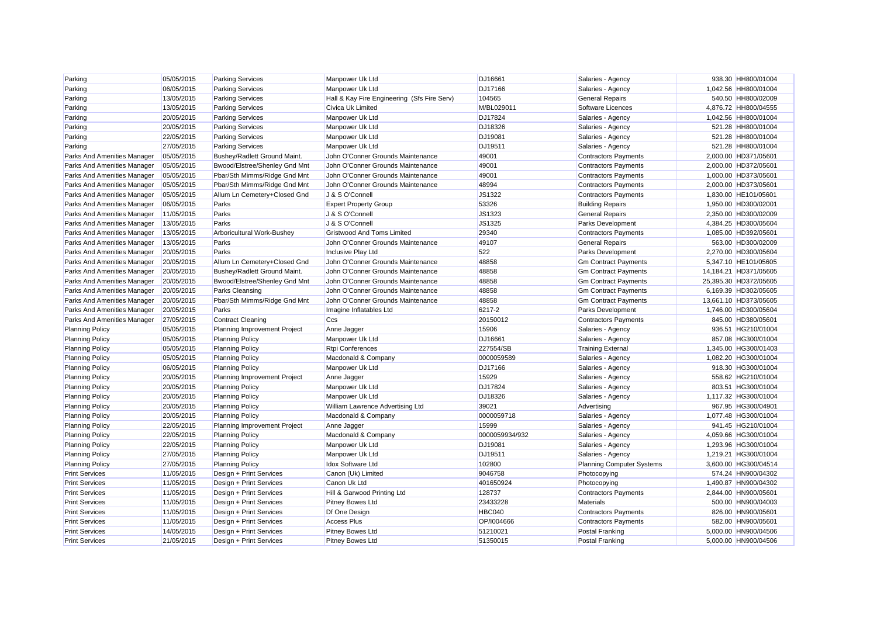| | | | | | | | |
|---|---|---|---|---|---|---|---|
| Parking | 05/05/2015 | Parking Services | Manpower Uk Ltd | DJ16661 | Salaries - Agency | 938.30 | HH800/01004 |
| Parking | 06/05/2015 | Parking Services | Manpower Uk Ltd | DJ17166 | Salaries - Agency | 1,042.56 | HH800/01004 |
| Parking | 13/05/2015 | Parking Services | Hall & Kay Fire Engineering (Sfs Fire Serv) | 104565 | General Repairs | 540.50 | HH800/02009 |
| Parking | 13/05/2015 | Parking Services | Civica Uk Limited | M/BL029011 | Software Licences | 4,876.72 | HH800/04555 |
| Parking | 20/05/2015 | Parking Services | Manpower Uk Ltd | DJ17824 | Salaries - Agency | 1,042.56 | HH800/01004 |
| Parking | 20/05/2015 | Parking Services | Manpower Uk Ltd | DJ18326 | Salaries - Agency | 521.28 | HH800/01004 |
| Parking | 22/05/2015 | Parking Services | Manpower Uk Ltd | DJ19081 | Salaries - Agency | 521.28 | HH800/01004 |
| Parking | 27/05/2015 | Parking Services | Manpower Uk Ltd | DJ19511 | Salaries - Agency | 521.28 | HH800/01004 |
| Parks And Amenities Manager | 05/05/2015 | Bushey/Radlett Ground Maint. | John O'Conner Grounds Maintenance | 49001 | Contractors Payments | 2,000.00 | HD371/05601 |
| Parks And Amenities Manager | 05/05/2015 | Bwood/Elstree/Shenley Gnd Mnt | John O'Conner Grounds Maintenance | 49001 | Contractors Payments | 2,000.00 | HD372/05601 |
| Parks And Amenities Manager | 05/05/2015 | Pbar/Sth Mimms/Ridge Gnd Mnt | John O'Conner Grounds Maintenance | 49001 | Contractors Payments | 1,000.00 | HD373/05601 |
| Parks And Amenities Manager | 05/05/2015 | Pbar/Sth Mimms/Ridge Gnd Mnt | John O'Conner Grounds Maintenance | 48994 | Contractors Payments | 2,000.00 | HD373/05601 |
| Parks And Amenities Manager | 05/05/2015 | Allum Ln Cemetery+Closed Gnd | J & S O'Connell | JS1322 | Contractors Payments | 1,830.00 | HE101/05601 |
| Parks And Amenities Manager | 06/05/2015 | Parks | Expert Property Group | 53326 | Building Repairs | 1,950.00 | HD300/02001 |
| Parks And Amenities Manager | 11/05/2015 | Parks | J & S O'Connell | JS1323 | General Repairs | 2,350.00 | HD300/02009 |
| Parks And Amenities Manager | 13/05/2015 | Parks | J & S O'Connell | JS1325 | Parks Development | 4,384.25 | HD300/05604 |
| Parks And Amenities Manager | 13/05/2015 | Arboricultural Work-Bushey | Gristwood And Toms Limited | 29340 | Contractors Payments | 1,085.00 | HD392/05601 |
| Parks And Amenities Manager | 13/05/2015 | Parks | John O'Conner Grounds Maintenance | 49107 | General Repairs | 563.00 | HD300/02009 |
| Parks And Amenities Manager | 20/05/2015 | Parks | Inclusive Play Ltd | 522 | Parks Development | 2,270.00 | HD300/05604 |
| Parks And Amenities Manager | 20/05/2015 | Allum Ln Cemetery+Closed Gnd | John O'Conner Grounds Maintenance | 48858 | Gm Contract Payments | 5,347.10 | HE101/05605 |
| Parks And Amenities Manager | 20/05/2015 | Bushey/Radlett Ground Maint. | John O'Conner Grounds Maintenance | 48858 | Gm Contract Payments | 14,184.21 | HD371/05605 |
| Parks And Amenities Manager | 20/05/2015 | Bwood/Elstree/Shenley Gnd Mnt | John O'Conner Grounds Maintenance | 48858 | Gm Contract Payments | 25,395.30 | HD372/05605 |
| Parks And Amenities Manager | 20/05/2015 | Parks Cleansing | John O'Conner Grounds Maintenance | 48858 | Gm Contract Payments | 6,169.39 | HD302/05605 |
| Parks And Amenities Manager | 20/05/2015 | Pbar/Sth Mimms/Ridge Gnd Mnt | John O'Conner Grounds Maintenance | 48858 | Gm Contract Payments | 13,661.10 | HD373/05605 |
| Parks And Amenities Manager | 20/05/2015 | Parks | Imagine Inflatables Ltd | 6217-2 | Parks Development | 1,746.00 | HD300/05604 |
| Parks And Amenities Manager | 27/05/2015 | Contract Cleaning | Ccs | 20150012 | Contractors Payments | 845.00 | HD380/05601 |
| Planning Policy | 05/05/2015 | Planning Improvement Project | Anne Jagger | 15906 | Salaries - Agency | 936.51 | HG210/01004 |
| Planning Policy | 05/05/2015 | Planning Policy | Manpower Uk Ltd | DJ16661 | Salaries - Agency | 857.08 | HG300/01004 |
| Planning Policy | 05/05/2015 | Planning Policy | Rtpi Conferences | 227554/SB | Training External | 1,345.00 | HG300/01403 |
| Planning Policy | 05/05/2015 | Planning Policy | Macdonald & Company | 0000059589 | Salaries - Agency | 1,082.20 | HG300/01004 |
| Planning Policy | 06/05/2015 | Planning Policy | Manpower Uk Ltd | DJ17166 | Salaries - Agency | 918.30 | HG300/01004 |
| Planning Policy | 20/05/2015 | Planning Improvement Project | Anne Jagger | 15929 | Salaries - Agency | 558.62 | HG210/01004 |
| Planning Policy | 20/05/2015 | Planning Policy | Manpower Uk Ltd | DJ17824 | Salaries - Agency | 803.51 | HG300/01004 |
| Planning Policy | 20/05/2015 | Planning Policy | Manpower Uk Ltd | DJ18326 | Salaries - Agency | 1,117.32 | HG300/01004 |
| Planning Policy | 20/05/2015 | Planning Policy | William Lawrence Advertising Ltd | 39021 | Advertising | 967.95 | HG300/04901 |
| Planning Policy | 20/05/2015 | Planning Policy | Macdonald & Company | 0000059718 | Salaries - Agency | 1,077.48 | HG300/01004 |
| Planning Policy | 22/05/2015 | Planning Improvement Project | Anne Jagger | 15999 | Salaries - Agency | 941.45 | HG210/01004 |
| Planning Policy | 22/05/2015 | Planning Policy | Macdonald & Company | 0000059934/932 | Salaries - Agency | 4,059.66 | HG300/01004 |
| Planning Policy | 22/05/2015 | Planning Policy | Manpower Uk Ltd | DJ19081 | Salaries - Agency | 1,293.96 | HG300/01004 |
| Planning Policy | 27/05/2015 | Planning Policy | Manpower Uk Ltd | DJ19511 | Salaries - Agency | 1,219.21 | HG300/01004 |
| Planning Policy | 27/05/2015 | Planning Policy | Idox Software Ltd | 102800 | Planning Computer Systems | 3,600.00 | HG300/04514 |
| Print Services | 11/05/2015 | Design + Print Services | Canon (Uk) Limited | 9046758 | Photocopying | 574.24 | HN900/04302 |
| Print Services | 11/05/2015 | Design + Print Services | Canon Uk Ltd | 401650924 | Photocopying | 1,490.87 | HN900/04302 |
| Print Services | 11/05/2015 | Design + Print Services | Hill & Garwood Printing Ltd | 128737 | Contractors Payments | 2,844.00 | HN900/05601 |
| Print Services | 11/05/2015 | Design + Print Services | Pitney Bowes Ltd | 23433228 | Materials | 500.00 | HN900/04003 |
| Print Services | 11/05/2015 | Design + Print Services | Df One Design | HBC040 | Contractors Payments | 826.00 | HN900/05601 |
| Print Services | 11/05/2015 | Design + Print Services | Access Plus | OP/I004666 | Contractors Payments | 582.00 | HN900/05601 |
| Print Services | 14/05/2015 | Design + Print Services | Pitney Bowes Ltd | 51210021 | Postal Franking | 5,000.00 | HN900/04506 |
| Print Services | 21/05/2015 | Design + Print Services | Pitney Bowes Ltd | 51350015 | Postal Franking | 5,000.00 | HN900/04506 |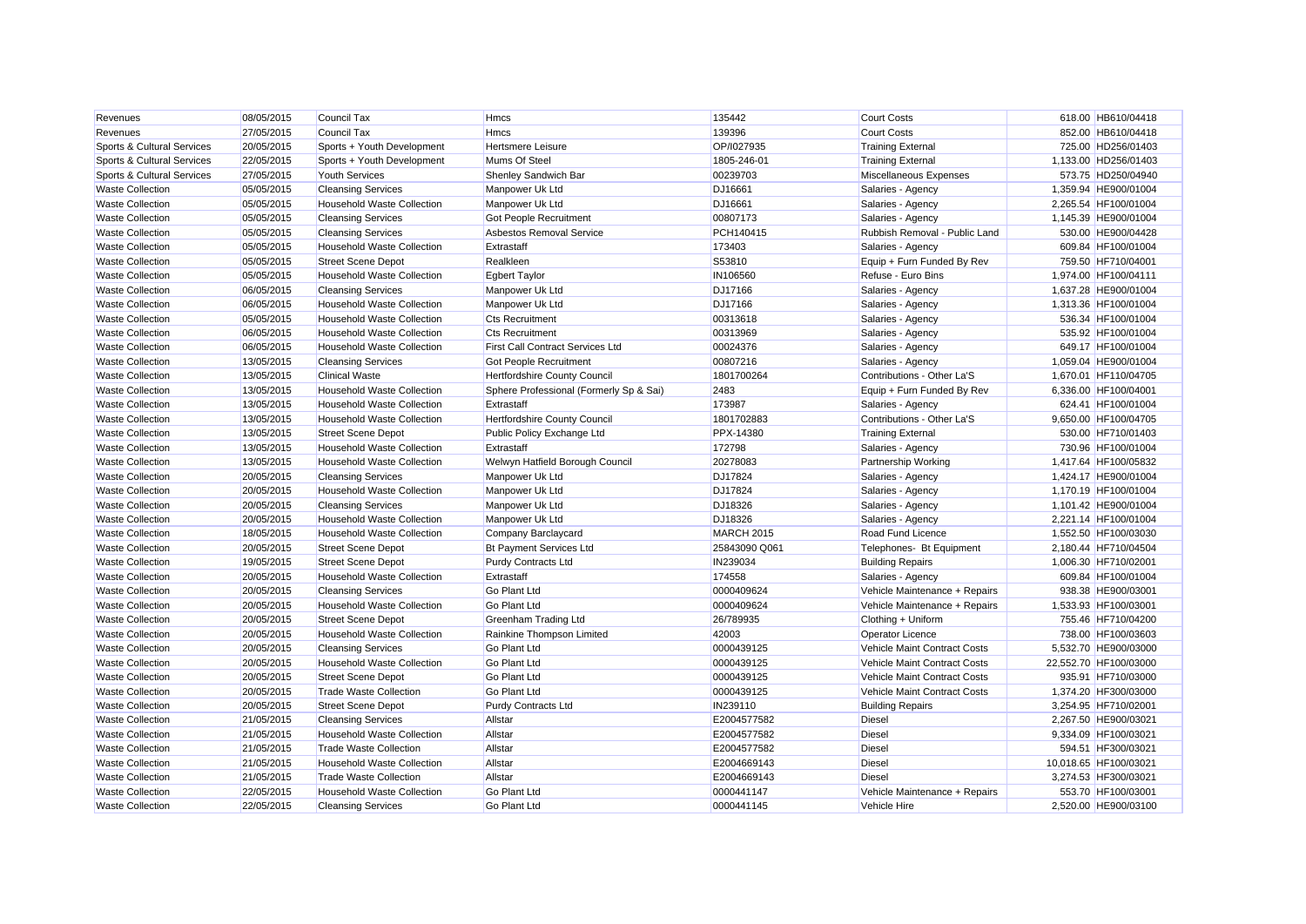| Revenues | 08/05/2015 | Council Tax | Hmcs | 135442 | Court Costs | 618.00 | HB610/04418 |
|---|---|---|---|---|---|---|---|
| Revenues | 27/05/2015 | Council Tax | Hmcs | 139396 | Court Costs | 852.00 | HB610/04418 |
| Sports & Cultural Services | 20/05/2015 | Sports + Youth Development | Hertsmere Leisure | OP/I027935 | Training External | 725.00 | HD256/01403 |
| Sports & Cultural Services | 22/05/2015 | Sports + Youth Development | Mums Of Steel | 1805-246-01 | Training External | 1,133.00 | HD256/01403 |
| Sports & Cultural Services | 27/05/2015 | Youth Services | Shenley Sandwich Bar | 00239703 | Miscellaneous Expenses | 573.75 | HD250/04940 |
| Waste Collection | 05/05/2015 | Cleansing Services | Manpower Uk Ltd | DJ16661 | Salaries - Agency | 1,359.94 | HE900/01004 |
| Waste Collection | 05/05/2015 | Household Waste Collection | Manpower Uk Ltd | DJ16661 | Salaries - Agency | 2,265.54 | HF100/01004 |
| Waste Collection | 05/05/2015 | Cleansing Services | Got People Recruitment | 00807173 | Salaries - Agency | 1,145.39 | HE900/01004 |
| Waste Collection | 05/05/2015 | Cleansing Services | Asbestos Removal Service | PCH140415 | Rubbish Removal - Public Land | 530.00 | HE900/04428 |
| Waste Collection | 05/05/2015 | Household Waste Collection | Extrastaff | 173403 | Salaries - Agency | 609.84 | HF100/01004 |
| Waste Collection | 05/05/2015 | Street Scene Depot | Realkleen | S53810 | Equip + Furn Funded By Rev | 759.50 | HF710/04001 |
| Waste Collection | 05/05/2015 | Household Waste Collection | Egbert Taylor | IN106560 | Refuse - Euro Bins | 1,974.00 | HF100/04111 |
| Waste Collection | 06/05/2015 | Cleansing Services | Manpower Uk Ltd | DJ17166 | Salaries - Agency | 1,637.28 | HE900/01004 |
| Waste Collection | 06/05/2015 | Household Waste Collection | Manpower Uk Ltd | DJ17166 | Salaries - Agency | 1,313.36 | HF100/01004 |
| Waste Collection | 05/05/2015 | Household Waste Collection | Cts Recruitment | 00313618 | Salaries - Agency | 536.34 | HF100/01004 |
| Waste Collection | 06/05/2015 | Household Waste Collection | Cts Recruitment | 00313969 | Salaries - Agency | 535.92 | HF100/01004 |
| Waste Collection | 06/05/2015 | Household Waste Collection | First Call Contract Services Ltd | 00024376 | Salaries - Agency | 649.17 | HF100/01004 |
| Waste Collection | 13/05/2015 | Cleansing Services | Got People Recruitment | 00807216 | Salaries - Agency | 1,059.04 | HE900/01004 |
| Waste Collection | 13/05/2015 | Clinical Waste | Hertfordshire County Council | 1801700264 | Contributions - Other La'S | 1,670.01 | HF110/04705 |
| Waste Collection | 13/05/2015 | Household Waste Collection | Sphere Professional (Formerly Sp & Sai) | 2483 | Equip + Furn Funded By Rev | 6,336.00 | HF100/04001 |
| Waste Collection | 13/05/2015 | Household Waste Collection | Extrastaff | 173987 | Salaries - Agency | 624.41 | HF100/01004 |
| Waste Collection | 13/05/2015 | Household Waste Collection | Hertfordshire County Council | 1801702883 | Contributions - Other La'S | 9,650.00 | HF100/04705 |
| Waste Collection | 13/05/2015 | Street Scene Depot | Public Policy Exchange Ltd | PPX-14380 | Training External | 530.00 | HF710/01403 |
| Waste Collection | 13/05/2015 | Household Waste Collection | Extrastaff | 172798 | Salaries - Agency | 730.96 | HF100/01004 |
| Waste Collection | 13/05/2015 | Household Waste Collection | Welwyn Hatfield Borough Council | 20278083 | Partnership Working | 1,417.64 | HF100/05832 |
| Waste Collection | 20/05/2015 | Cleansing Services | Manpower Uk Ltd | DJ17824 | Salaries - Agency | 1,424.17 | HE900/01004 |
| Waste Collection | 20/05/2015 | Household Waste Collection | Manpower Uk Ltd | DJ17824 | Salaries - Agency | 1,170.19 | HF100/01004 |
| Waste Collection | 20/05/2015 | Cleansing Services | Manpower Uk Ltd | DJ18326 | Salaries - Agency | 1,101.42 | HE900/01004 |
| Waste Collection | 20/05/2015 | Household Waste Collection | Manpower Uk Ltd | DJ18326 | Salaries - Agency | 2,221.14 | HF100/01004 |
| Waste Collection | 18/05/2015 | Household Waste Collection | Company Barclaycard | MARCH 2015 | Road Fund Licence | 1,552.50 | HF100/03030 |
| Waste Collection | 20/05/2015 | Street Scene Depot | Bt Payment Services Ltd | 25843090 Q061 | Telephones- Bt Equipment | 2,180.44 | HF710/04504 |
| Waste Collection | 19/05/2015 | Street Scene Depot | Purdy Contracts Ltd | IN239034 | Building Repairs | 1,006.30 | HF710/02001 |
| Waste Collection | 20/05/2015 | Household Waste Collection | Extrastaff | 174558 | Salaries - Agency | 609.84 | HF100/01004 |
| Waste Collection | 20/05/2015 | Cleansing Services | Go Plant Ltd | 0000409624 | Vehicle Maintenance + Repairs | 938.38 | HE900/03001 |
| Waste Collection | 20/05/2015 | Household Waste Collection | Go Plant Ltd | 0000409624 | Vehicle Maintenance + Repairs | 1,533.93 | HF100/03001 |
| Waste Collection | 20/05/2015 | Street Scene Depot | Greenham Trading Ltd | 26/789935 | Clothing + Uniform | 755.46 | HF710/04200 |
| Waste Collection | 20/05/2015 | Household Waste Collection | Rainkine Thompson Limited | 42003 | Operator Licence | 738.00 | HF100/03603 |
| Waste Collection | 20/05/2015 | Cleansing Services | Go Plant Ltd | 0000439125 | Vehicle Maint Contract Costs | 5,532.70 | HE900/03000 |
| Waste Collection | 20/05/2015 | Household Waste Collection | Go Plant Ltd | 0000439125 | Vehicle Maint Contract Costs | 22,552.70 | HF100/03000 |
| Waste Collection | 20/05/2015 | Street Scene Depot | Go Plant Ltd | 0000439125 | Vehicle Maint Contract Costs | 935.91 | HF710/03000 |
| Waste Collection | 20/05/2015 | Trade Waste Collection | Go Plant Ltd | 0000439125 | Vehicle Maint Contract Costs | 1,374.20 | HF300/03000 |
| Waste Collection | 20/05/2015 | Street Scene Depot | Purdy Contracts Ltd | IN239110 | Building Repairs | 3,254.95 | HF710/02001 |
| Waste Collection | 21/05/2015 | Cleansing Services | Allstar | E2004577582 | Diesel | 2,267.50 | HE900/03021 |
| Waste Collection | 21/05/2015 | Household Waste Collection | Allstar | E2004577582 | Diesel | 9,334.09 | HF100/03021 |
| Waste Collection | 21/05/2015 | Trade Waste Collection | Allstar | E2004577582 | Diesel | 594.51 | HF300/03021 |
| Waste Collection | 21/05/2015 | Household Waste Collection | Allstar | E2004669143 | Diesel | 10,018.65 | HF100/03021 |
| Waste Collection | 21/05/2015 | Trade Waste Collection | Allstar | E2004669143 | Diesel | 3,274.53 | HF300/03021 |
| Waste Collection | 22/05/2015 | Household Waste Collection | Go Plant Ltd | 0000441147 | Vehicle Maintenance + Repairs | 553.70 | HF100/03001 |
| Waste Collection | 22/05/2015 | Cleansing Services | Go Plant Ltd | 0000441145 | Vehicle Hire | 2,520.00 | HE900/03100 |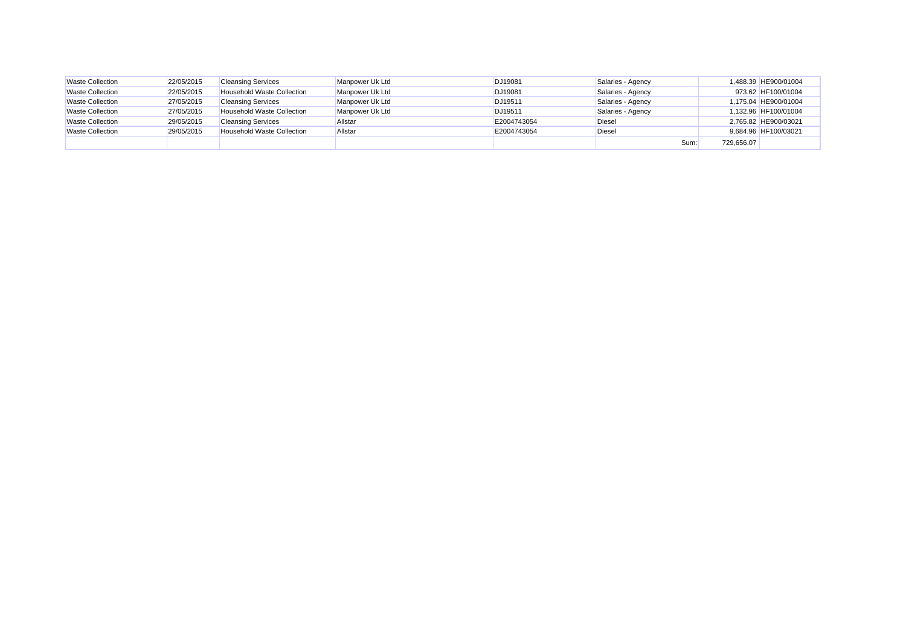| | | | | | | | |
|---|---|---|---|---|---|---|---|
| Waste Collection | 22/05/2015 | Cleansing Services | Manpower Uk Ltd | DJ19081 | Salaries - Agency | 1,488.39 | HE900/01004 |
| Waste Collection | 22/05/2015 | Household Waste Collection | Manpower Uk Ltd | DJ19081 | Salaries - Agency | 973.62 | HF100/01004 |
| Waste Collection | 27/05/2015 | Cleansing Services | Manpower Uk Ltd | DJ19511 | Salaries - Agency | 1,175.04 | HE900/01004 |
| Waste Collection | 27/05/2015 | Household Waste Collection | Manpower Uk Ltd | DJ19511 | Salaries - Agency | 1,132.96 | HF100/01004 |
| Waste Collection | 29/05/2015 | Cleansing Services | Allstar | E2004743054 | Diesel | 2,765.82 | HE900/03021 |
| Waste Collection | 29/05/2015 | Household Waste Collection | Allstar | E2004743054 | Diesel | 9,684.96 | HF100/03021 |
| | | | | | Sum: | 729,656.07 | |